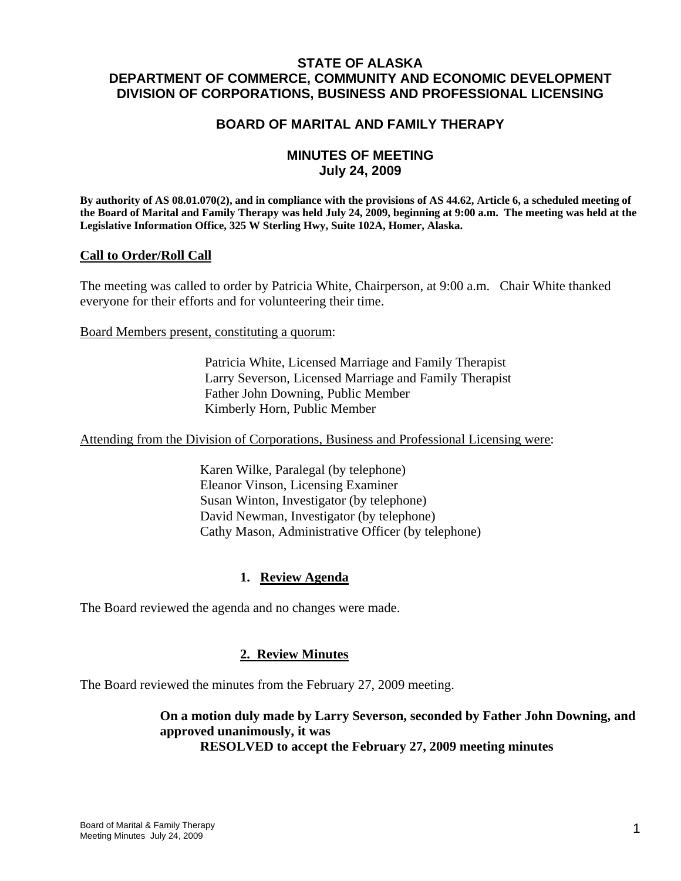# STATE OF ALASKA
# DEPARTMENT OF COMMERCE, COMMUNITY AND ECONOMIC DEVELOPMENT
# DIVISION OF CORPORATIONS, BUSINESS AND PROFESSIONAL LICENSING

## BOARD OF MARITAL AND FAMILY THERAPY

## MINUTES OF MEETING
## July 24, 2009

**By authority of AS 08.01.070(2), and in compliance with the provisions of AS 44.62, Article 6, a scheduled meeting of the Board of Marital and Family Therapy was held July 24, 2009, beginning at 9:00 a.m. The meeting was held at the Legislative Information Office, 325 W Sterling Hwy, Suite 102A, Homer, Alaska.**

### Call to Order/Roll Call

The meeting was called to order by Patricia White, Chairperson, at 9:00 a.m. Chair White thanked everyone for their efforts and for volunteering their time.

Board Members present, constituting a quorum:

Patricia White, Licensed Marriage and Family Therapist
Larry Severson, Licensed Marriage and Family Therapist
Father John Downing, Public Member
Kimberly Horn, Public Member

Attending from the Division of Corporations, Business and Professional Licensing were:

Karen Wilke, Paralegal (by telephone)
Eleanor Vinson, Licensing Examiner
Susan Winton, Investigator (by telephone)
David Newman, Investigator (by telephone)
Cathy Mason, Administrative Officer (by telephone)

### 1. Review Agenda

The Board reviewed the agenda and no changes were made.

### 2. Review Minutes

The Board reviewed the minutes from the February 27, 2009 meeting.

**On a motion duly made by Larry Severson, seconded by Father John Downing, and approved unanimously, it was**
**RESOLVED to accept the February 27, 2009 meeting minutes**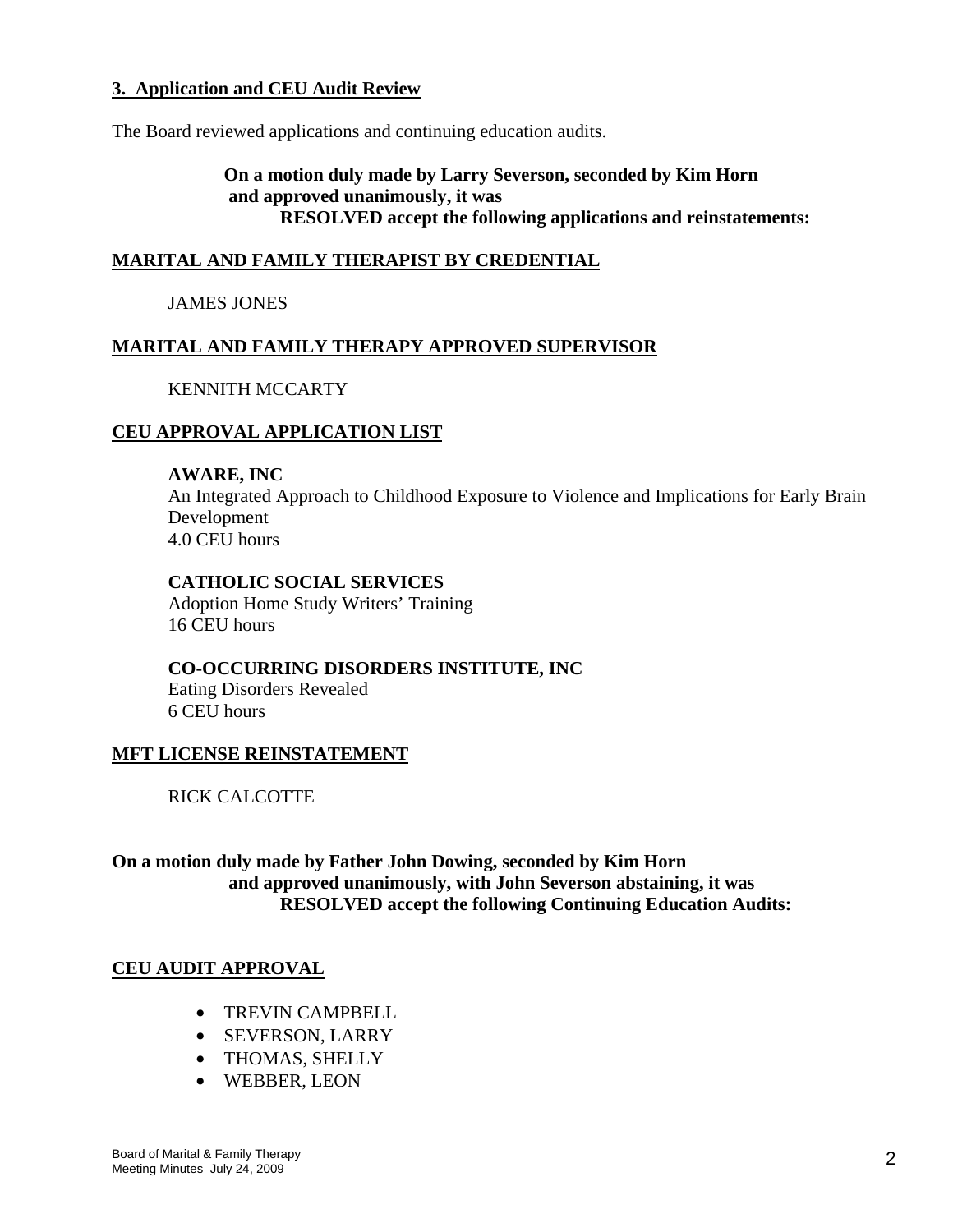### 3. Application and CEU Audit Review

The Board reviewed applications and continuing education audits.

**On a motion duly made by Larry Severson, seconded by Kim Horn and approved unanimously, it was RESOLVED accept the following applications and reinstatements:**

**MARITAL AND FAMILY THERAPIST BY CREDENTIAL**

JAMES JONES

**MARITAL AND FAMILY THERAPY APPROVED SUPERVISOR**

KENNITH MCCARTY

**CEU APPROVAL APPLICATION LIST**

**AWARE, INC**
An Integrated Approach to Childhood Exposure to Violence and Implications for Early Brain Development
4.0 CEU hours

**CATHOLIC SOCIAL SERVICES**
Adoption Home Study Writers' Training
16 CEU hours

**CO-OCCURRING DISORDERS INSTITUTE, INC**
Eating Disorders Revealed
6 CEU hours

**MFT LICENSE REINSTATEMENT**

RICK CALCOTTE

**On a motion duly made by Father John Dowing, seconded by Kim Horn and approved unanimously, with John Severson abstaining, it was RESOLVED accept the following Continuing Education Audits:**

**CEU AUDIT APPROVAL**

- TREVIN CAMPBELL
- SEVERSON, LARRY
- THOMAS, SHELLY
- WEBBER, LEON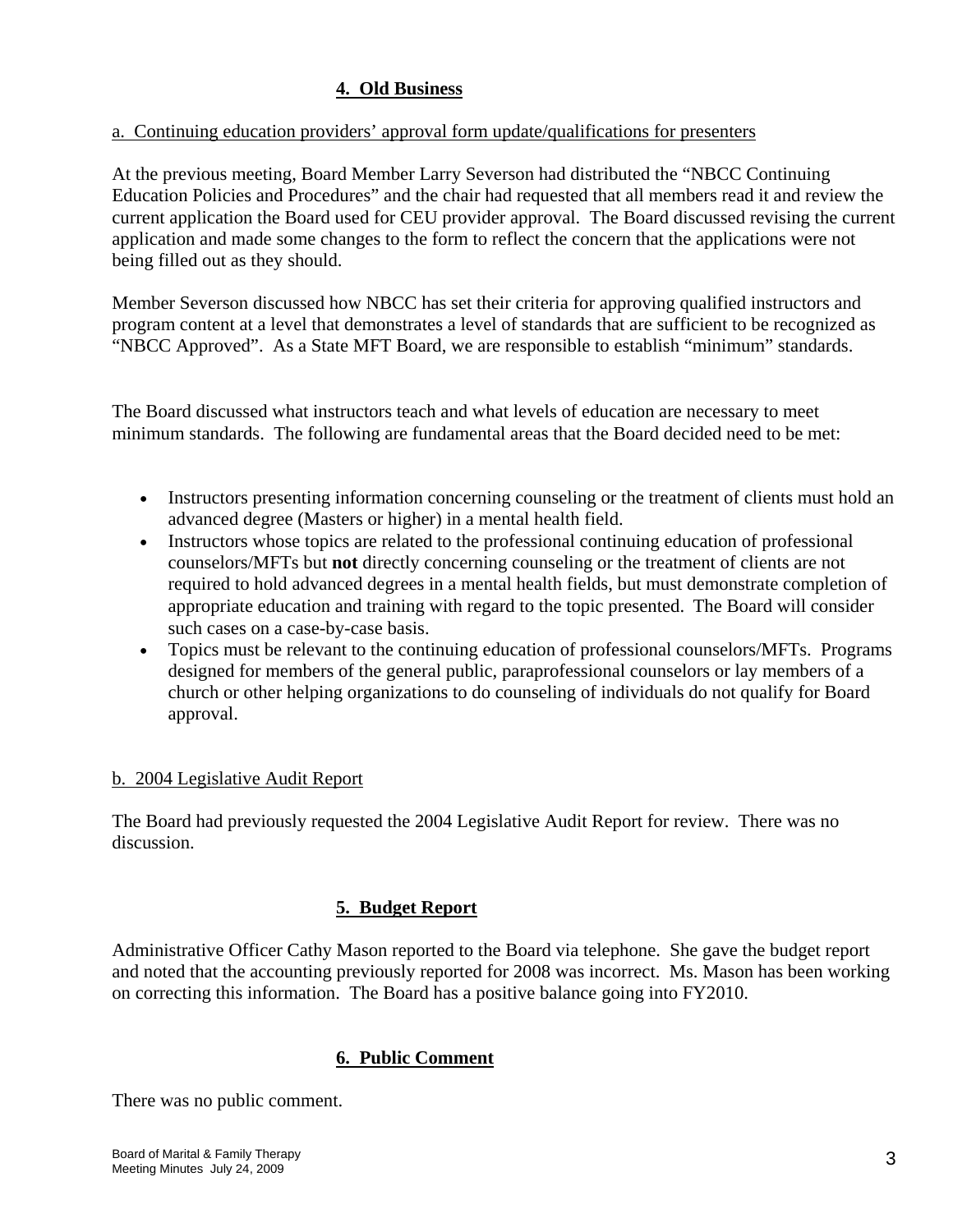## 4. Old Business

a. Continuing education providers' approval form update/qualifications for presenters

At the previous meeting, Board Member Larry Severson had distributed the "NBCC Continuing Education Policies and Procedures" and the chair had requested that all members read it and review the current application the Board used for CEU provider approval. The Board discussed revising the current application and made some changes to the form to reflect the concern that the applications were not being filled out as they should.

Member Severson discussed how NBCC has set their criteria for approving qualified instructors and program content at a level that demonstrates a level of standards that are sufficient to be recognized as "NBCC Approved". As a State MFT Board, we are responsible to establish "minimum" standards.

The Board discussed what instructors teach and what levels of education are necessary to meet minimum standards. The following are fundamental areas that the Board decided need to be met:

- Instructors presenting information concerning counseling or the treatment of clients must hold an advanced degree (Masters or higher) in a mental health field.
- Instructors whose topics are related to the professional continuing education of professional counselors/MFTs but **not** directly concerning counseling or the treatment of clients are not required to hold advanced degrees in a mental health fields, but must demonstrate completion of appropriate education and training with regard to the topic presented. The Board will consider such cases on a case-by-case basis.
- Topics must be relevant to the continuing education of professional counselors/MFTs. Programs designed for members of the general public, paraprofessional counselors or lay members of a church or other helping organizations to do counseling of individuals do not qualify for Board approval.

b. 2004 Legislative Audit Report

The Board had previously requested the 2004 Legislative Audit Report for review. There was no discussion.

## 5. Budget Report

Administrative Officer Cathy Mason reported to the Board via telephone. She gave the budget report and noted that the accounting previously reported for 2008 was incorrect. Ms. Mason has been working on correcting this information. The Board has a positive balance going into FY2010.

## 6. Public Comment

There was no public comment.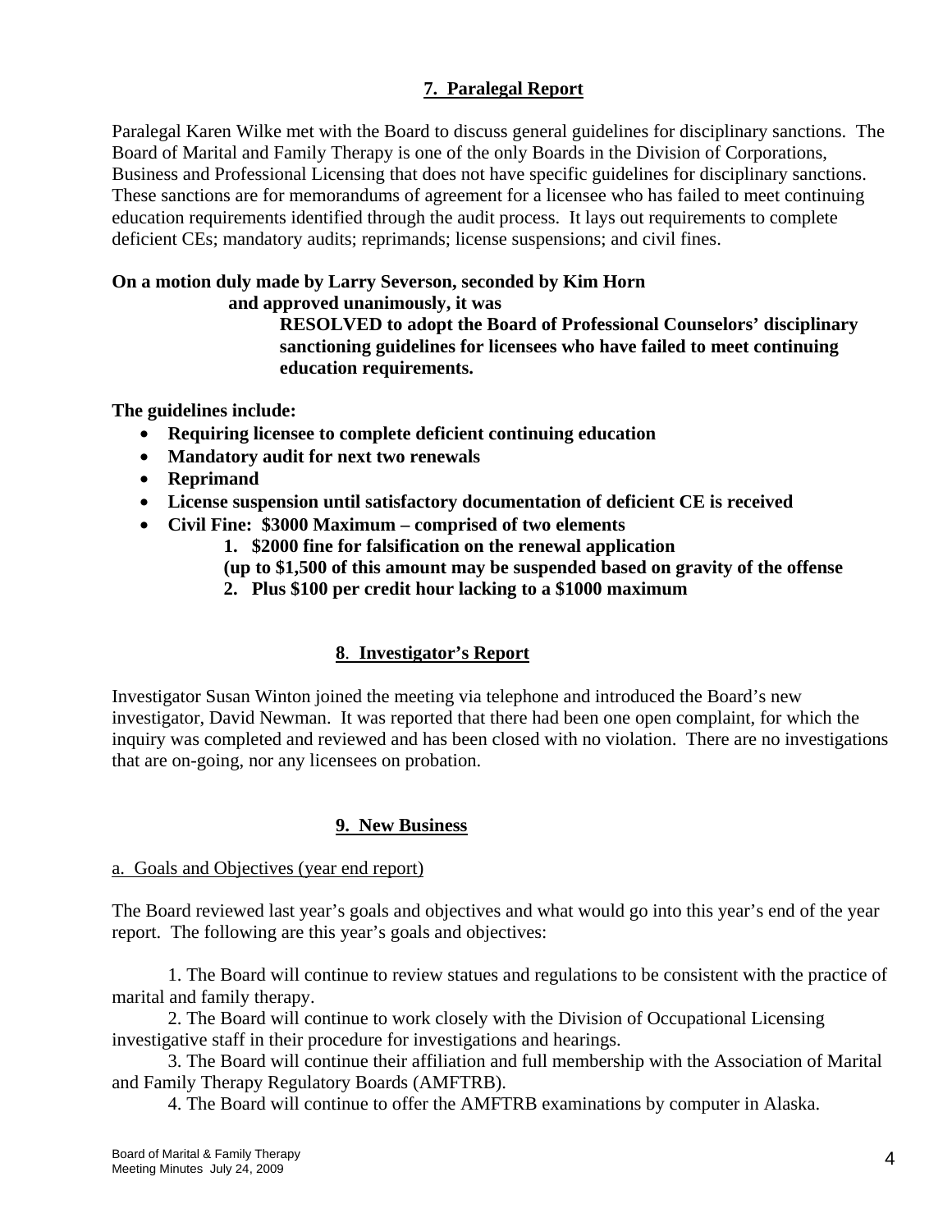## 7. Paralegal Report

Paralegal Karen Wilke met with the Board to discuss general guidelines for disciplinary sanctions. The Board of Marital and Family Therapy is one of the only Boards in the Division of Corporations, Business and Professional Licensing that does not have specific guidelines for disciplinary sanctions. These sanctions are for memorandums of agreement for a licensee who has failed to meet continuing education requirements identified through the audit process. It lays out requirements to complete deficient CEs; mandatory audits; reprimands; license suspensions; and civil fines.

**On a motion duly made by Larry Severson, seconded by Kim Horn and approved unanimously, it was**

**RESOLVED to adopt the Board of Professional Counselors' disciplinary sanctioning guidelines for licensees who have failed to meet continuing education requirements.**

**The guidelines include:**

- **Requiring licensee to complete deficient continuing education**
- **Mandatory audit for next two renewals**
- **Reprimand**
- **License suspension until satisfactory documentation of deficient CE is received**
- **Civil Fine: $3000 Maximum – comprised of two elements**
  1. **$2000 fine for falsification on the renewal application**
  **(up to $1,500 of this amount may be suspended based on gravity of the offense**
  2. **Plus $100 per credit hour lacking to a $1000 maximum**

## 8. Investigator's Report

Investigator Susan Winton joined the meeting via telephone and introduced the Board's new investigator, David Newman. It was reported that there had been one open complaint, for which the inquiry was completed and reviewed and has been closed with no violation. There are no investigations that are on-going, nor any licensees on probation.

## 9. New Business

a. Goals and Objectives (year end report)

The Board reviewed last year's goals and objectives and what would go into this year's end of the year report. The following are this year's goals and objectives:

1. The Board will continue to review statues and regulations to be consistent with the practice of marital and family therapy.
2. The Board will continue to work closely with the Division of Occupational Licensing investigative staff in their procedure for investigations and hearings.
3. The Board will continue their affiliation and full membership with the Association of Marital and Family Therapy Regulatory Boards (AMFTRB).
4. The Board will continue to offer the AMFTRB examinations by computer in Alaska.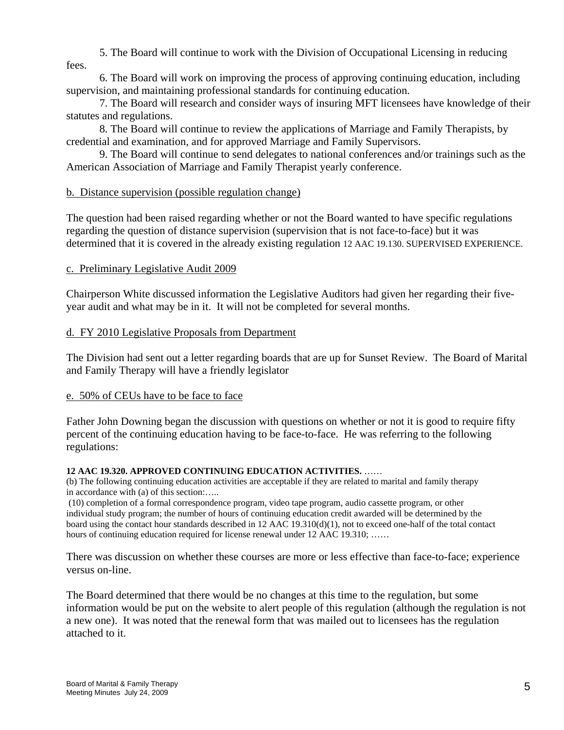5. The Board will continue to work with the Division of Occupational Licensing in reducing fees.

6. The Board will work on improving the process of approving continuing education, including supervision, and maintaining professional standards for continuing education.

7. The Board will research and consider ways of insuring MFT licensees have knowledge of their statutes and regulations.

8. The Board will continue to review the applications of Marriage and Family Therapists, by credential and examination, and for approved Marriage and Family Supervisors.

9. The Board will continue to send delegates to national conferences and/or trainings such as the American Association of Marriage and Family Therapist yearly conference.

<u>b. Distance supervision (possible regulation change)</u>

The question had been raised regarding whether or not the Board wanted to have specific regulations regarding the question of distance supervision (supervision that is not face-to-face) but it was determined that it is covered in the already existing regulation 12 AAC 19.130. SUPERVISED EXPERIENCE.

<u>c. Preliminary Legislative Audit 2009</u>

Chairperson White discussed information the Legislative Auditors had given her regarding their five-year audit and what may be in it. It will not be completed for several months.

<u>d. FY 2010 Legislative Proposals from Department</u>

The Division had sent out a letter regarding boards that are up for Sunset Review. The Board of Marital and Family Therapy will have a friendly legislator

<u>e. 50% of CEUs have to be face to face</u>

Father John Downing began the discussion with questions on whether or not it is good to require fifty percent of the continuing education having to be face-to-face. He was referring to the following regulations:

**12 AAC 19.320. APPROVED CONTINUING EDUCATION ACTIVITIES.** ……
(b) The following continuing education activities are acceptable if they are related to marital and family therapy in accordance with (a) of this section:…..
(10) completion of a formal correspondence program, video tape program, audio cassette program, or other individual study program; the number of hours of continuing education credit awarded will be determined by the board using the contact hour standards described in 12 AAC 19.310(d)(1), not to exceed one-half of the total contact hours of continuing education required for license renewal under 12 AAC 19.310; ……

There was discussion on whether these courses are more or less effective than face-to-face; experience versus on-line.

The Board determined that there would be no changes at this time to the regulation, but some information would be put on the website to alert people of this regulation (although the regulation is not a new one). It was noted that the renewal form that was mailed out to licensees has the regulation attached to it.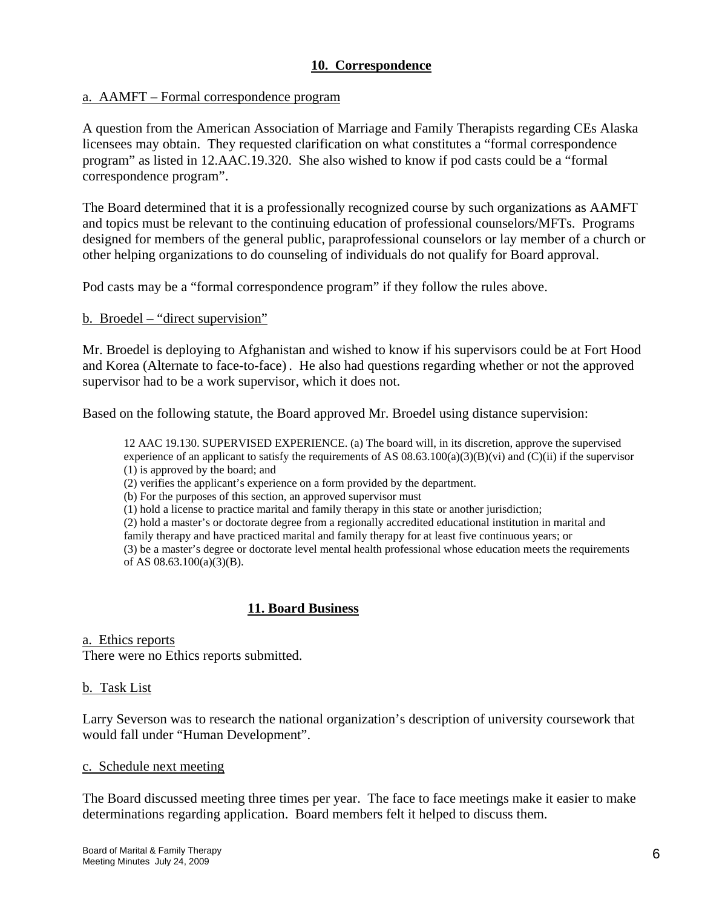## 10. Correspondence

a. AAMFT – Formal correspondence program

A question from the American Association of Marriage and Family Therapists regarding CEs Alaska licensees may obtain. They requested clarification on what constitutes a "formal correspondence program" as listed in 12.AAC.19.320. She also wished to know if pod casts could be a "formal correspondence program".

The Board determined that it is a professionally recognized course by such organizations as AAMFT and topics must be relevant to the continuing education of professional counselors/MFTs. Programs designed for members of the general public, paraprofessional counselors or lay member of a church or other helping organizations to do counseling of individuals do not qualify for Board approval.

Pod casts may be a "formal correspondence program" if they follow the rules above.

b. Broedel – "direct supervision"

Mr. Broedel is deploying to Afghanistan and wished to know if his supervisors could be at Fort Hood and Korea (Alternate to face-to-face). He also had questions regarding whether or not the approved supervisor had to be a work supervisor, which it does not.

Based on the following statute, the Board approved Mr. Broedel using distance supervision:

> 12 AAC 19.130. SUPERVISED EXPERIENCE. (a) The board will, in its discretion, approve the supervised experience of an applicant to satisfy the requirements of AS 08.63.100(a)(3)(B)(vi) and (C)(ii) if the supervisor
> (1) is approved by the board; and
> (2) verifies the applicant's experience on a form provided by the department.
> (b) For the purposes of this section, an approved supervisor must
> (1) hold a license to practice marital and family therapy in this state or another jurisdiction;
> (2) hold a master's or doctorate degree from a regionally accredited educational institution in marital and family therapy and have practiced marital and family therapy for at least five continuous years; or
> (3) be a master's degree or doctorate level mental health professional whose education meets the requirements of AS 08.63.100(a)(3)(B).

## 11. Board Business

a. Ethics reports

There were no Ethics reports submitted.

b. Task List

Larry Severson was to research the national organization's description of university coursework that would fall under "Human Development".

c. Schedule next meeting

The Board discussed meeting three times per year. The face to face meetings make it easier to make determinations regarding application. Board members felt it helped to discuss them.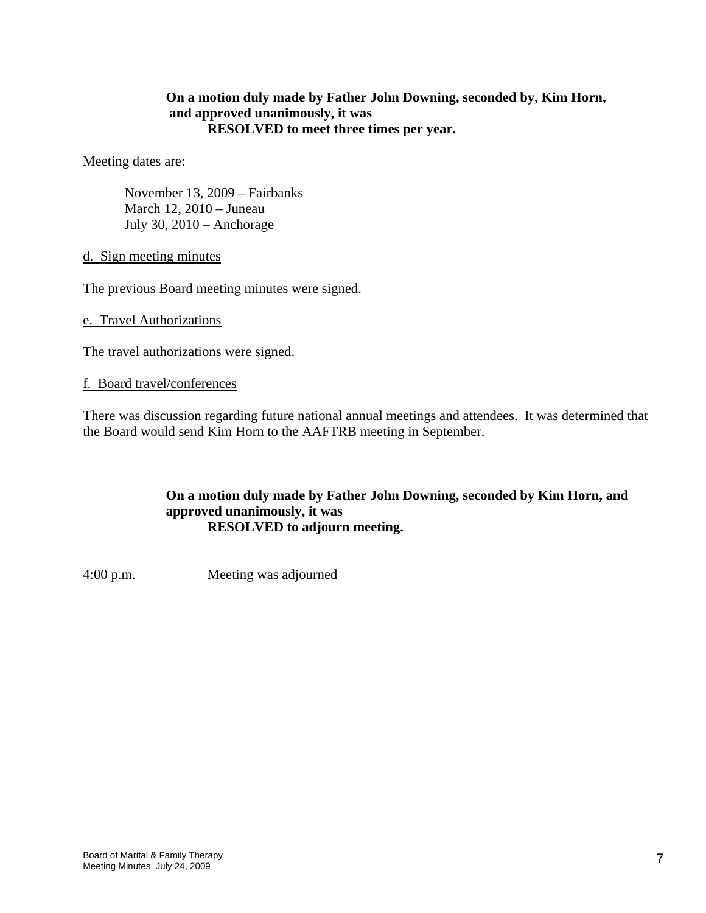**On a motion duly made by Father John Downing, seconded by, Kim Horn, and approved unanimously, it was**
**RESOLVED to meet three times per year.**

Meeting dates are:

November 13, 2009 – Fairbanks
March 12, 2010 – Juneau
July 30, 2010 – Anchorage

<u>d. Sign meeting minutes</u>

The previous Board meeting minutes were signed.

<u>e. Travel Authorizations</u>

The travel authorizations were signed.

<u>f. Board travel/conferences</u>

There was discussion regarding future national annual meetings and attendees. It was determined that the Board would send Kim Horn to the AAFTRB meeting in September.

**On a motion duly made by Father John Downing, seconded by Kim Horn, and approved unanimously, it was**
**RESOLVED to adjourn meeting.**

4:00 p.m. Meeting was adjourned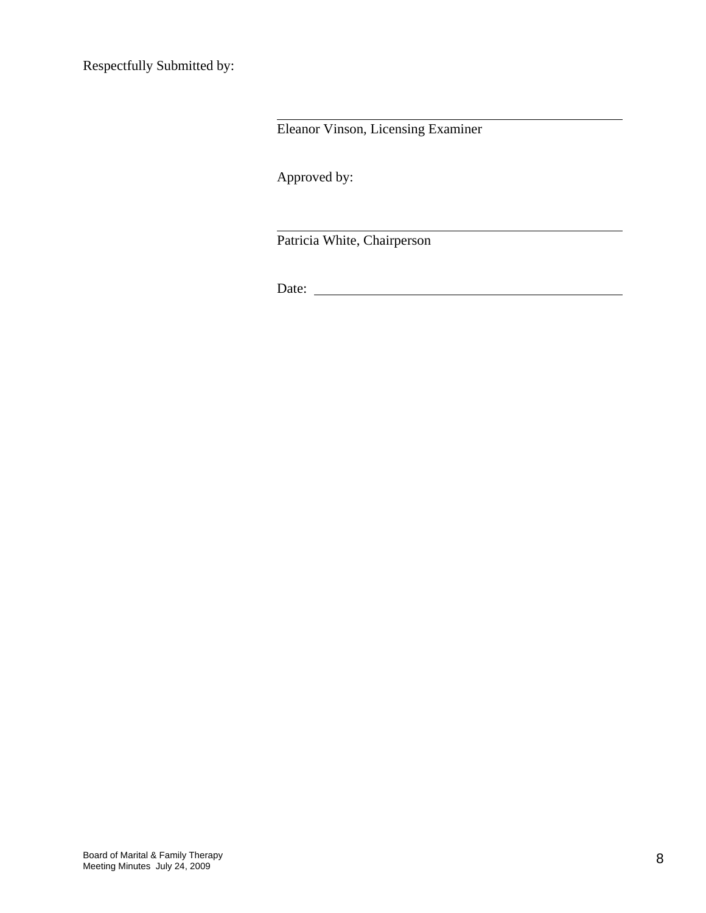Respectfully Submitted by:

\_\_\_\_\_\_\_\_\_\_\_\_\_\_\_\_\_\_\_\_\_\_\_\_\_\_\_\_\_\_\_\_\_\_\_\_\_\_\_\_\_\_\_\_

Eleanor Vinson, Licensing Examiner

Approved by:

\_\_\_\_\_\_\_\_\_\_\_\_\_\_\_\_\_\_\_\_\_\_\_\_\_\_\_\_\_\_\_\_\_\_\_\_\_\_\_\_\_\_\_\_

Patricia White, Chairperson

Date: \_\_\_\_\_\_\_\_\_\_\_\_\_\_\_\_\_\_\_\_\_\_\_\_\_\_\_\_\_\_\_\_\_\_\_\_\_\_